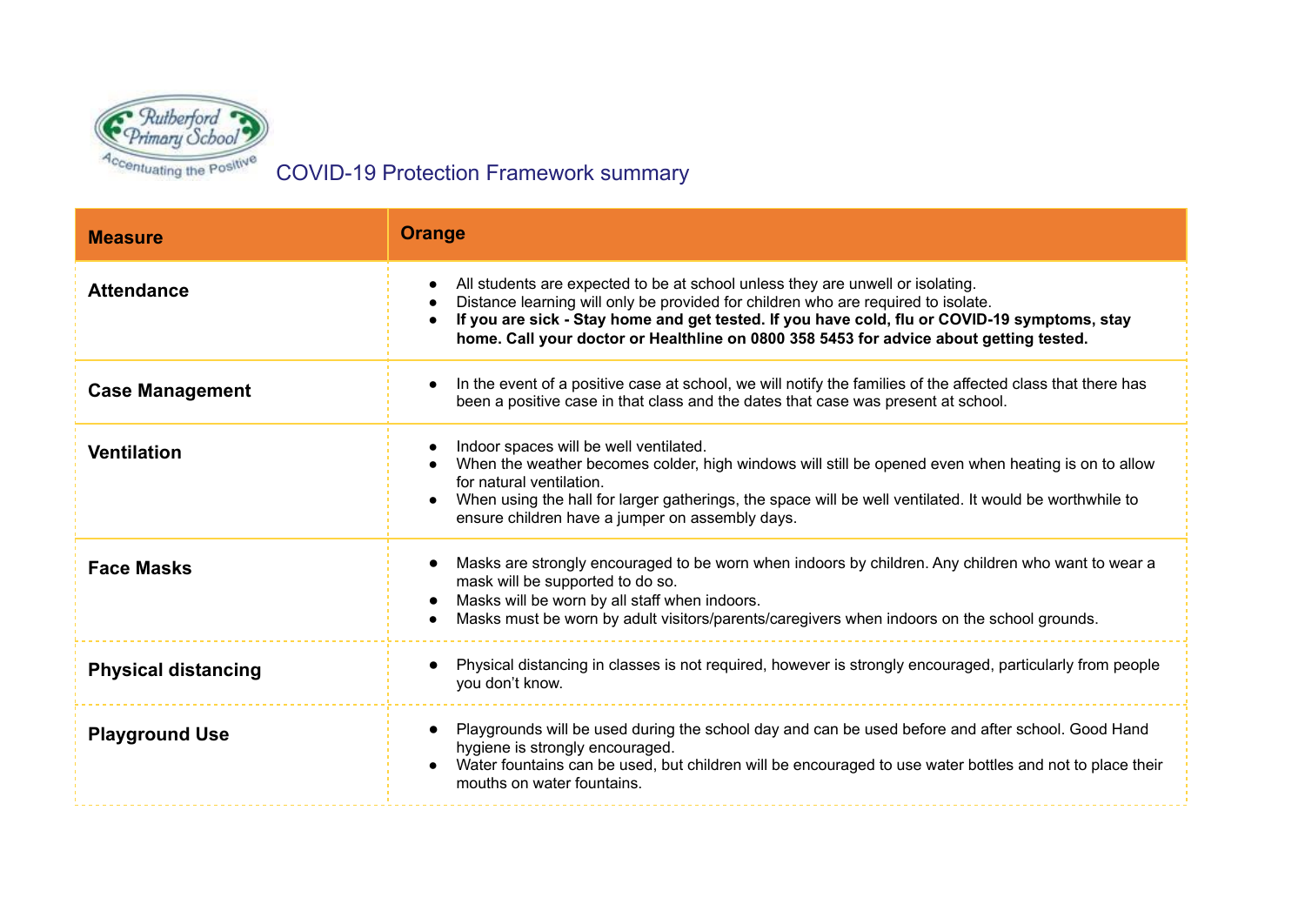Rutherford Primary School

Accentuating the Positive

# COVID-19 Protection Framework summary

| Measure | Orange |
|---|---|
| **Attendance** | • All students are expected to be at school unless they are unwell or isolating.<br>• Distance learning will only be provided for children who are required to isolate.<br>• **If you are sick - Stay home and get tested. If you have cold, flu or COVID-19 symptoms, stay home. Call your doctor or Healthline on 0800 358 5453 for advice about getting tested.** |
| **Case Management** | • In the event of a positive case at school, we will notify the families of the affected class that there has been a positive case in that class and the dates that case was present at school. |
| **Ventilation** | • Indoor spaces will be well ventilated.<br>• When the weather becomes colder, high windows will still be opened even when heating is on to allow for natural ventilation.<br>• When using the hall for larger gatherings, the space will be well ventilated. It would be worthwhile to ensure children have a jumper on assembly days. |
| **Face Masks** | • Masks are strongly encouraged to be worn when indoors by children. Any children who want to wear a mask will be supported to do so.<br>• Masks will be worn by all staff when indoors.<br>• Masks must be worn by adult visitors/parents/caregivers when indoors on the school grounds. |
| **Physical distancing** | • Physical distancing in classes is not required, however is strongly encouraged, particularly from people you don't know. |
| **Playground Use** | • Playgrounds will be used during the school day and can be used before and after school. Good Hand hygiene is strongly encouraged.<br>• Water fountains can be used, but children will be encouraged to use water bottles and not to place their mouths on water fountains. |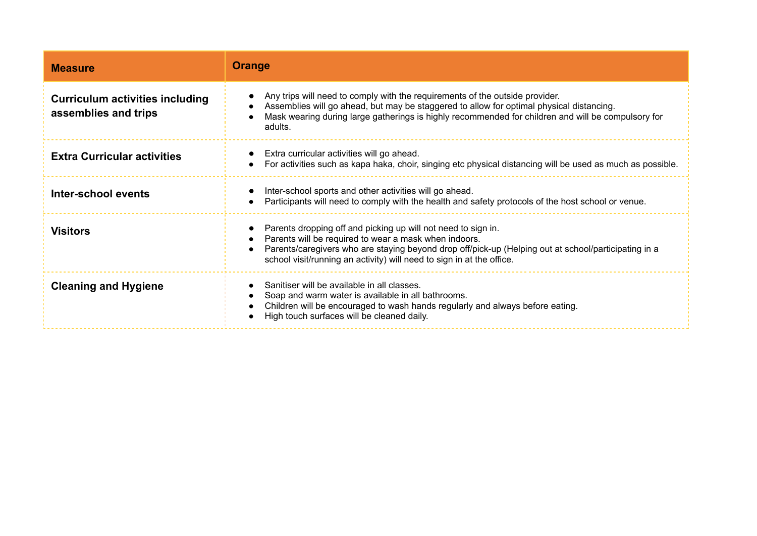| Measure | Orange |
|---|---|
| **Curriculum activities including assemblies and trips** | • Any trips will need to comply with the requirements of the outside provider.<br>• Assemblies will go ahead, but may be staggered to allow for optimal physical distancing.<br>• Mask wearing during large gatherings is highly recommended for children and will be compulsory for adults. |
| **Extra Curricular activities** | • Extra curricular activities will go ahead.<br>• For activities such as kapa haka, choir, singing etc physical distancing will be used as much as possible. |
| **Inter-school events** | • Inter-school sports and other activities will go ahead.<br>• Participants will need to comply with the health and safety protocols of the host school or venue. |
| **Visitors** | • Parents dropping off and picking up will not need to sign in.<br>• Parents will be required to wear a mask when indoors.<br>• Parents/caregivers who are staying beyond drop off/pick-up (Helping out at school/participating in a school visit/running an activity) will need to sign in at the office. |
| **Cleaning and Hygiene** | • Sanitiser will be available in all classes.<br>• Soap and warm water is available in all bathrooms.<br>• Children will be encouraged to wash hands regularly and always before eating.<br>• High touch surfaces will be cleaned daily. |